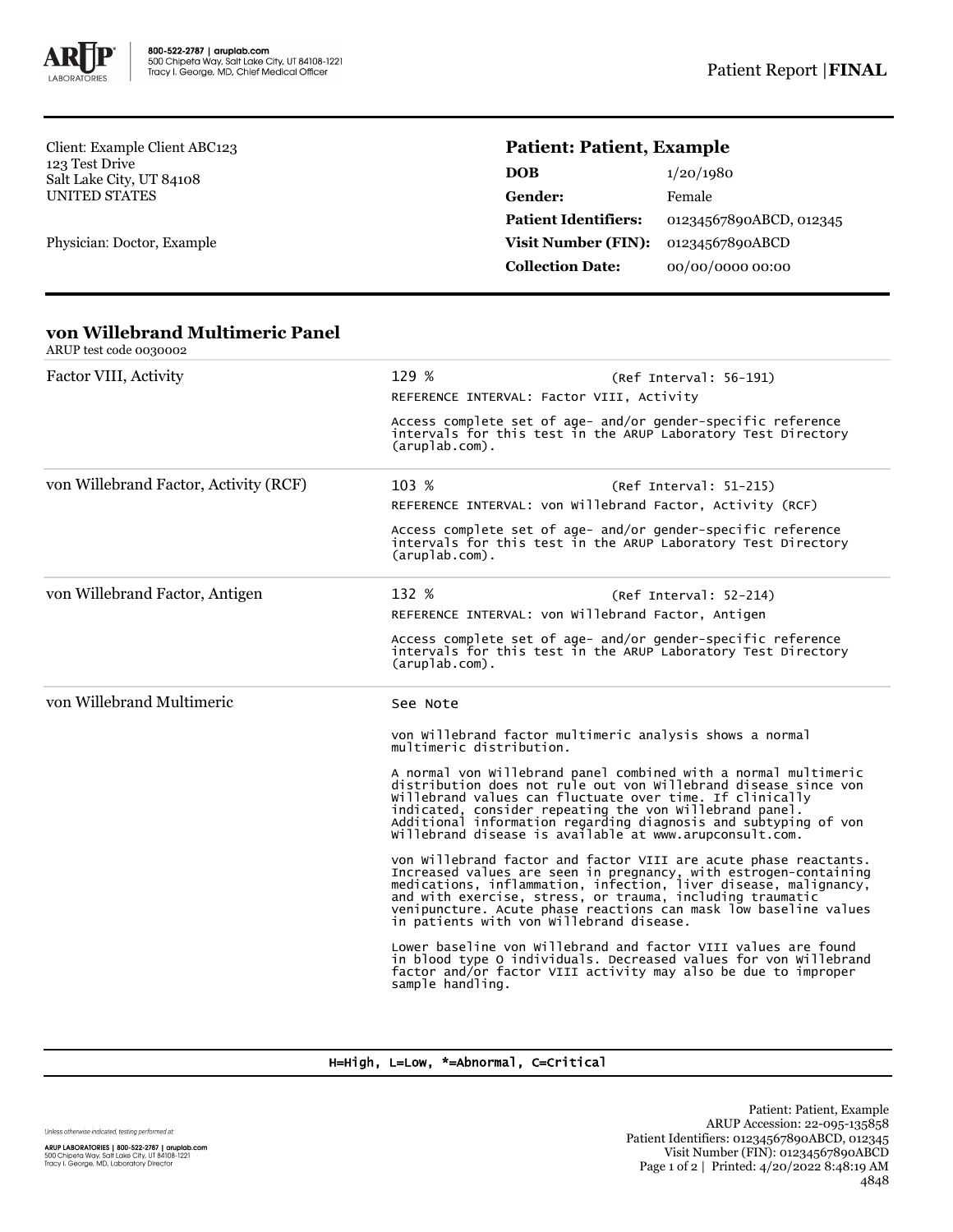Client: Example Client ABC123
123 Test Drive
Salt Lake City, UT 84108
UNITED STATES

Physician: Doctor, Example

**Patient: Patient, Example**

| | |
|---|---|
| **DOB** | 1/20/1980 |
| **Gender:** | Female |
| **Patient Identifiers:** | 01234567890ABCD, 012345 |
| **Visit Number (FIN):** | 01234567890ABCD |
| **Collection Date:** | 00/00/0000 00:00 |

## von Willebrand Multimeric Panel

ARUP test code 0030002

| Test | Result |
|---|---|
| Factor VIII, Activity | 129 % (Ref Interval: 56-191)<br>REFERENCE INTERVAL: Factor VIII, Activity<br>Access complete set of age- and/or gender-specific reference intervals for this test in the ARUP Laboratory Test Directory (aruplab.com). |
| von Willebrand Factor, Activity (RCF) | 103 % (Ref Interval: 51-215)<br>REFERENCE INTERVAL: von Willebrand Factor, Activity (RCF)<br>Access complete set of age- and/or gender-specific reference intervals for this test in the ARUP Laboratory Test Directory (aruplab.com). |
| von Willebrand Factor, Antigen | 132 % (Ref Interval: 52-214)<br>REFERENCE INTERVAL: von Willebrand Factor, Antigen<br>Access complete set of age- and/or gender-specific reference intervals for this test in the ARUP Laboratory Test Directory (aruplab.com). |
| von Willebrand Multimeric | See Note<br>von Willebrand factor multimeric analysis shows a normal multimeric distribution.<br>A normal von Willebrand panel combined with a normal multimeric distribution does not rule out von Willebrand disease since von Willebrand values can fluctuate over time. If clinically indicated, consider repeating the von Willebrand panel. Additional information regarding diagnosis and subtyping of von Willebrand disease is available at www.arupconsult.com.<br>von Willebrand factor and factor VIII are acute phase reactants. Increased values are seen in pregnancy, with estrogen-containing medications, inflammation, infection, liver disease, malignancy, and with exercise, stress, or trauma, including traumatic venipuncture. Acute phase reactions can mask low baseline values in patients with von Willebrand disease.<br>Lower baseline von Willebrand and factor VIII values are found in blood type O individuals. Decreased values for von Willebrand factor and/or factor VIII activity may also be due to improper sample handling. |

H=High, L=Low, *=Abnormal, C=Critical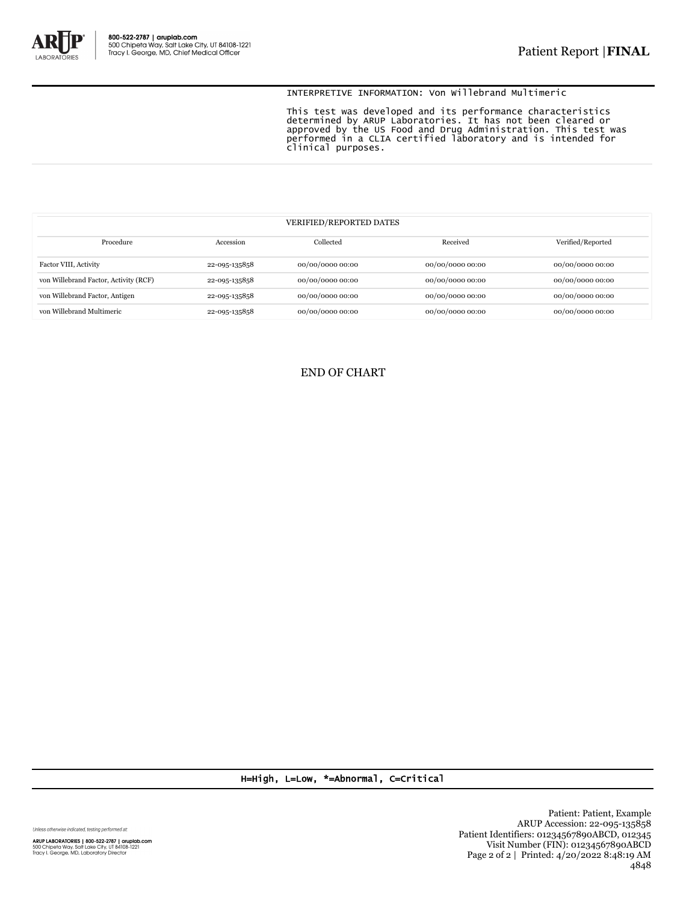INTERPRETIVE INFORMATION: Von Willebrand Multimeric

This test was developed and its performance characteristics determined by ARUP Laboratories. It has not been cleared or approved by the US Food and Drug Administration. This test was performed in a CLIA certified laboratory and is intended for clinical purposes.

VERIFIED/REPORTED DATES

| Procedure | Accession | Collected | Received | Verified/Reported |
|---|---|---|---|---|
| Factor VIII, Activity | 22-095-135858 | 00/00/0000 00:00 | 00/00/0000 00:00 | 00/00/0000 00:00 |
| von Willebrand Factor, Activity (RCF) | 22-095-135858 | 00/00/0000 00:00 | 00/00/0000 00:00 | 00/00/0000 00:00 |
| von Willebrand Factor, Antigen | 22-095-135858 | 00/00/0000 00:00 | 00/00/0000 00:00 | 00/00/0000 00:00 |
| von Willebrand Multimeric | 22-095-135858 | 00/00/0000 00:00 | 00/00/0000 00:00 | 00/00/0000 00:00 |

END OF CHART

H=High, L=Low, *=Abnormal, C=Critical